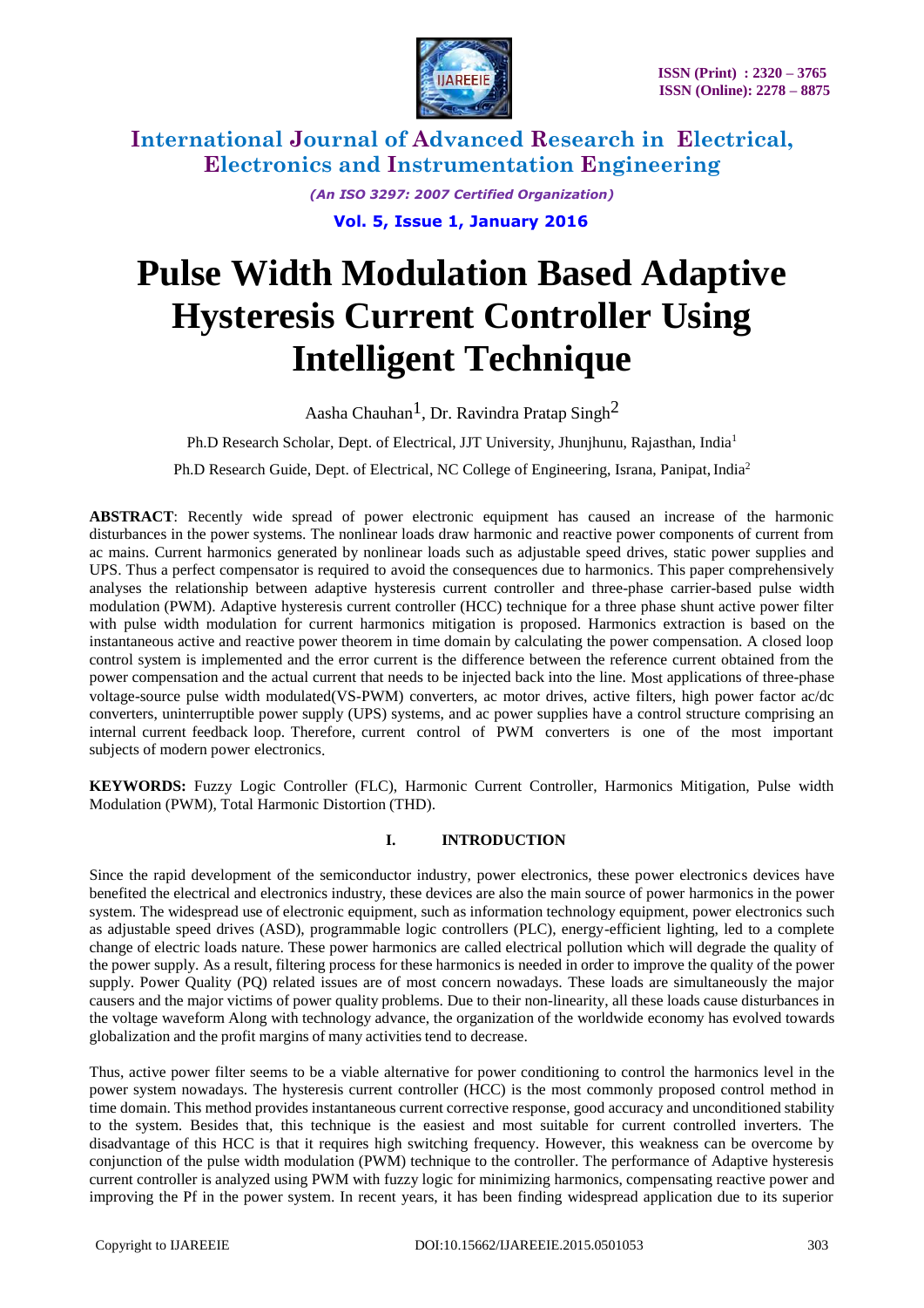# Pulse Width Modulation Based Adaptive Hysteresis Current Controller Using Intelligent Technique

Aasha Chauhan[1], Dr. Ravindra Pratap Singh[2]

Ph.D Research Scholar, Dept. of Electrical, JJT University, Jhunjhunu, Rajasthan, India[1]

Ph.D Research Guide, Dept. of Electrical, NC College of Engineering, Israna, Panipat, India[2]

**ABSTRACT**: Recently wide spread of power electronic equipment has caused an increase of the harmonic disturbances in the power systems. The nonlinear loads draw harmonic and reactive power components of current from ac mains. Current harmonics generated by nonlinear loads such as adjustable speed drives, static power supplies and UPS. Thus a perfect compensator is required to avoid the consequences due to harmonics. This paper comprehensively analyses the relationship between adaptive hysteresis current controller and three-phase carrier-based pulse width modulation (PWM). Adaptive hysteresis current controller (HCC) technique for a three phase shunt active power filter with pulse width modulation for current harmonics mitigation is proposed. Harmonics extraction is based on the instantaneous active and reactive power theorem in time domain by calculating the power compensation. A closed loop control system is implemented and the error current is the difference between the reference current obtained from the power compensation and the actual current that needs to be injected back into the line. Most applications of three-phase voltage-source pulse width modulated(VS-PWM) converters, ac motor drives, active filters, high power factor ac/dc converters, uninterruptible power supply (UPS) systems, and ac power supplies have a control structure comprising an internal current feedback loop. Therefore, current control of PWM converters is one of the most important subjects of modern power electronics.

**KEYWORDS:** Fuzzy Logic Controller (FLC), Harmonic Current Controller, Harmonics Mitigation, Pulse width Modulation (PWM), Total Harmonic Distortion (THD).

## I. INTRODUCTION

Since the rapid development of the semiconductor industry, power electronics, these power electronics devices have benefited the electrical and electronics industry, these devices are also the main source of power harmonics in the power system. The widespread use of electronic equipment, such as information technology equipment, power electronics such as adjustable speed drives (ASD), programmable logic controllers (PLC), energy-efficient lighting, led to a complete change of electric loads nature. These power harmonics are called electrical pollution which will degrade the quality of the power supply. As a result, filtering process for these harmonics is needed in order to improve the quality of the power supply. Power Quality (PQ) related issues are of most concern nowadays. These loads are simultaneously the major causers and the major victims of power quality problems. Due to their non-linearity, all these loads cause disturbances in the voltage waveform Along with technology advance, the organization of the worldwide economy has evolved towards globalization and the profit margins of many activities tend to decrease.

Thus, active power filter seems to be a viable alternative for power conditioning to control the harmonics level in the power system nowadays. The hysteresis current controller (HCC) is the most commonly proposed control method in time domain. This method provides instantaneous current corrective response, good accuracy and unconditioned stability to the system. Besides that, this technique is the easiest and most suitable for current controlled inverters. The disadvantage of this HCC is that it requires high switching frequency. However, this weakness can be overcome by conjunction of the pulse width modulation (PWM) technique to the controller. The performance of Adaptive hysteresis current controller is analyzed using PWM with fuzzy logic for minimizing harmonics, compensating reactive power and improving the Pf in the power system. In recent years, it has been finding widespread application due to its superior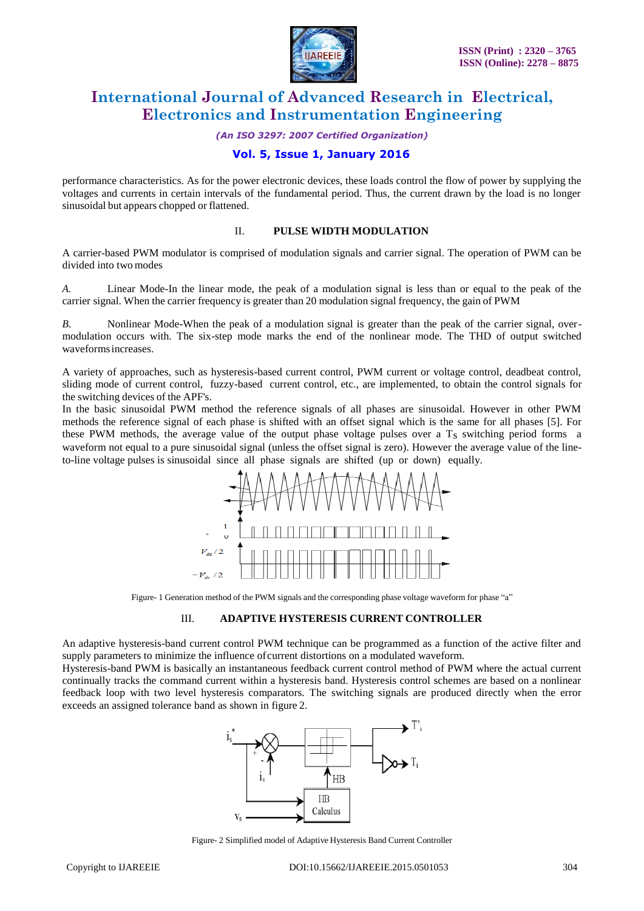performance characteristics. As for the power electronic devices, these loads control the flow of power by supplying the voltages and currents in certain intervals of the fundamental period. Thus, the current drawn by the load is no longer sinusoidal but appears chopped or flattened.

## II. PULSE WIDTH MODULATION

A carrier-based PWM modulator is comprised of modulation signals and carrier signal. The operation of PWM can be divided into two modes

*A.* Linear Mode-In the linear mode, the peak of a modulation signal is less than or equal to the peak of the carrier signal. When the carrier frequency is greater than 20 modulation signal frequency, the gain of PWM

*B.* Nonlinear Mode-When the peak of a modulation signal is greater than the peak of the carrier signal, over-modulation occurs with. The six-step mode marks the end of the nonlinear mode. The THD of output switched waveforms increases.

A variety of approaches, such as hysteresis-based current control, PWM current or voltage control, deadbeat control, sliding mode of current control, fuzzy-based current control, etc., are implemented, to obtain the control signals for the switching devices of the APF's.

In the basic sinusoidal PWM method the reference signals of all phases are sinusoidal. However in other PWM methods the reference signal of each phase is shifted with an offset signal which is the same for all phases [5]. For these PWM methods, the average value of the output phase voltage pulses over a $T_S$ switching period forms a waveform not equal to a pure sinusoidal signal (unless the offset signal is zero). However the average value of the line-to-line voltage pulses is sinusoidal since all phase signals are shifted (up or down) equally.

Figure- 1 Generation method of the PWM signals and the corresponding phase voltage waveform for phase "a"

## III. ADAPTIVE HYSTERESIS CURRENT CONTROLLER

An adaptive hysteresis-band current control PWM technique can be programmed as a function of the active filter and supply parameters to minimize the influence of current distortions on a modulated waveform.

Hysteresis-band PWM is basically an instantaneous feedback current control method of PWM where the actual current continually tracks the command current within a hysteresis band. Hysteresis control schemes are based on a nonlinear feedback loop with two level hysteresis comparators. The switching signals are produced directly when the error exceeds an assigned tolerance band as shown in figure 2.

Figure- 2 Simplified model of Adaptive Hysteresis Band Current Controller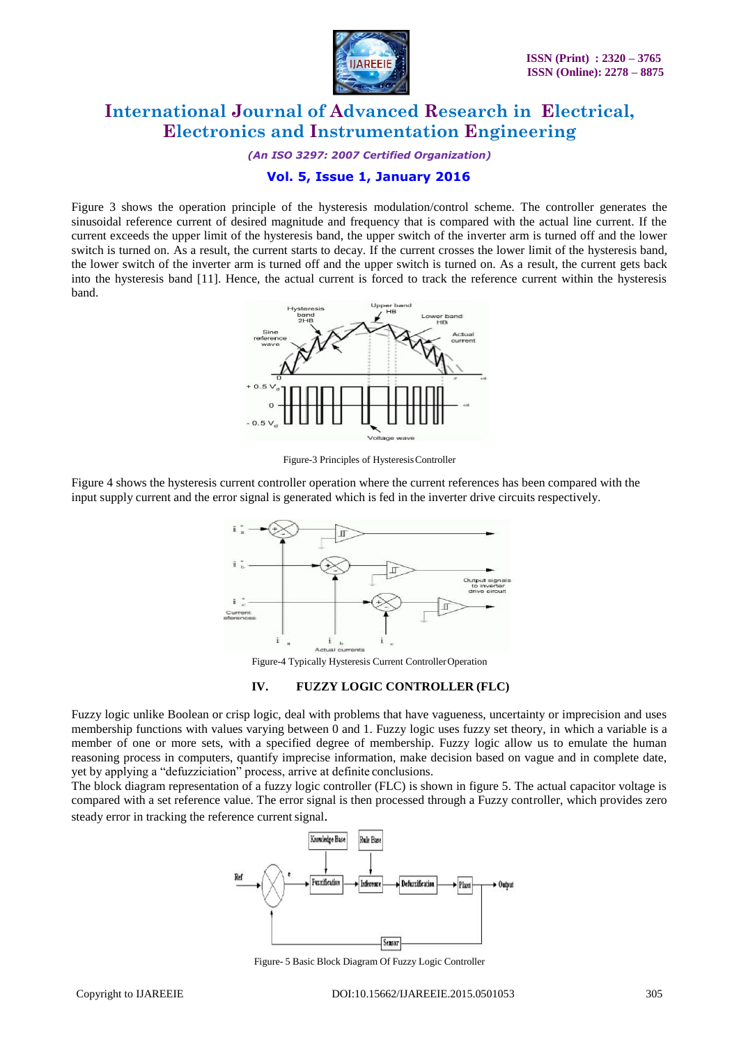Figure 3 shows the operation principle of the hysteresis modulation/control scheme. The controller generates the sinusoidal reference current of desired magnitude and frequency that is compared with the actual line current. If the current exceeds the upper limit of the hysteresis band, the upper switch of the inverter arm is turned off and the lower switch is turned on. As a result, the current starts to decay. If the current crosses the lower limit of the hysteresis band, the lower switch of the inverter arm is turned off and the upper switch is turned on. As a result, the current gets back into the hysteresis band [11]. Hence, the actual current is forced to track the reference current within the hysteresis band.

Figure-3 Principles of Hysteresis Controller

Figure 4 shows the hysteresis current controller operation where the current references has been compared with the input supply current and the error signal is generated which is fed in the inverter drive circuits respectively.

Figure-4 Typically Hysteresis Current Controller Operation

## IV. FUZZY LOGIC CONTROLLER (FLC)

Fuzzy logic unlike Boolean or crisp logic, deal with problems that have vagueness, uncertainty or imprecision and uses membership functions with values varying between 0 and 1. Fuzzy logic uses fuzzy set theory, in which a variable is a member of one or more sets, with a specified degree of membership. Fuzzy logic allow us to emulate the human reasoning process in computers, quantify imprecise information, make decision based on vague and in complete date, yet by applying a "defuzziciation" process, arrive at definite conclusions.

The block diagram representation of a fuzzy logic controller (FLC) is shown in figure 5. The actual capacitor voltage is compared with a set reference value. The error signal is then processed through a Fuzzy controller, which provides zero steady error in tracking the reference current signal.

Figure- 5 Basic Block Diagram Of Fuzzy Logic Controller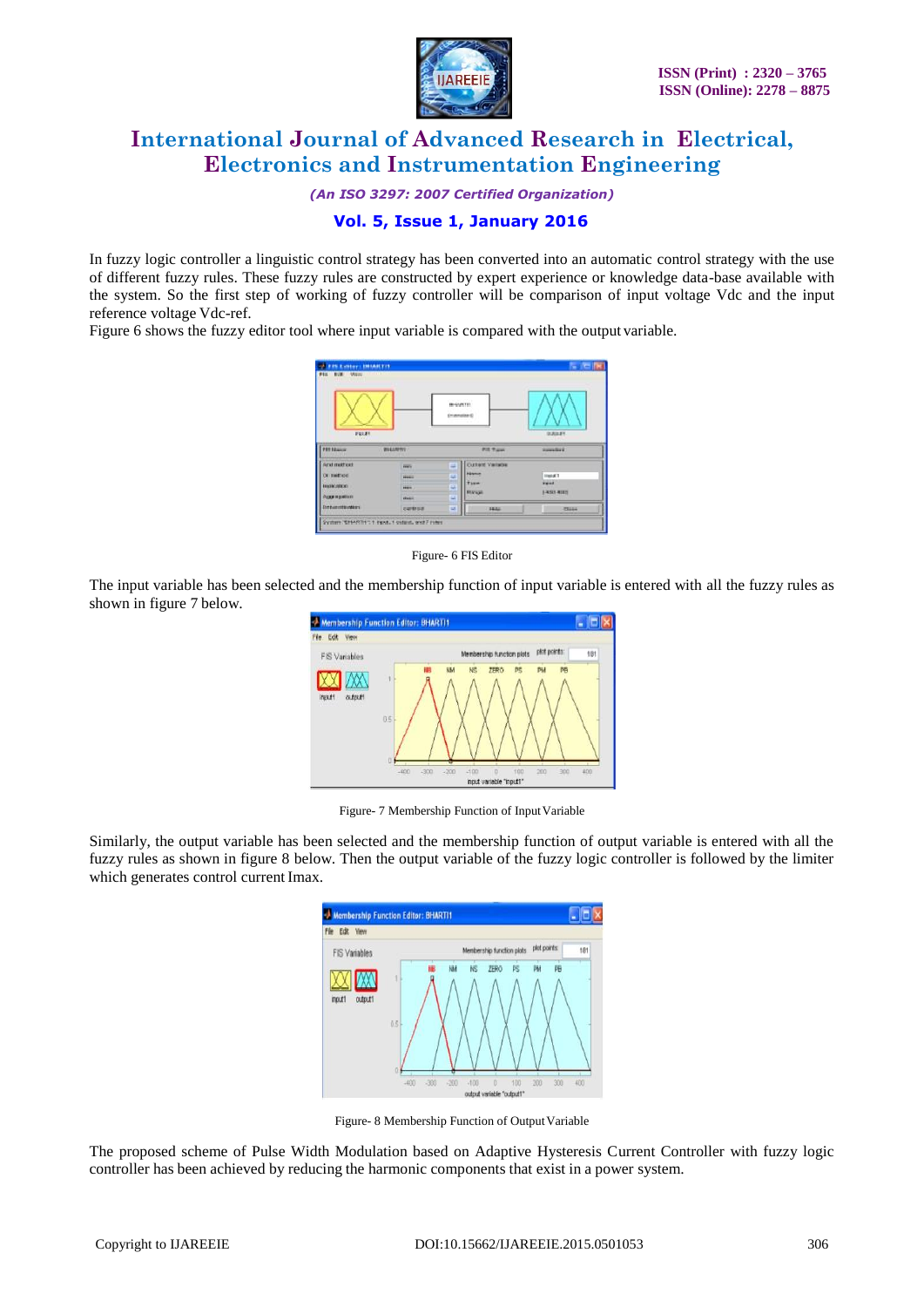In fuzzy logic controller a linguistic control strategy has been converted into an automatic control strategy with the use of different fuzzy rules. These fuzzy rules are constructed by expert experience or knowledge data-base available with the system. So the first step of working of fuzzy controller will be comparison of input voltage Vdc and the input reference voltage Vdc-ref.

Figure 6 shows the fuzzy editor tool where input variable is compared with the output variable.

Figure- 6 FIS Editor

The input variable has been selected and the membership function of input variable is entered with all the fuzzy rules as shown in figure 7 below.

Figure- 7 Membership Function of Input Variable

Similarly, the output variable has been selected and the membership function of output variable is entered with all the fuzzy rules as shown in figure 8 below. Then the output variable of the fuzzy logic controller is followed by the limiter which generates control current Imax.

Figure- 8 Membership Function of Output Variable

The proposed scheme of Pulse Width Modulation based on Adaptive Hysteresis Current Controller with fuzzy logic controller has been achieved by reducing the harmonic components that exist in a power system.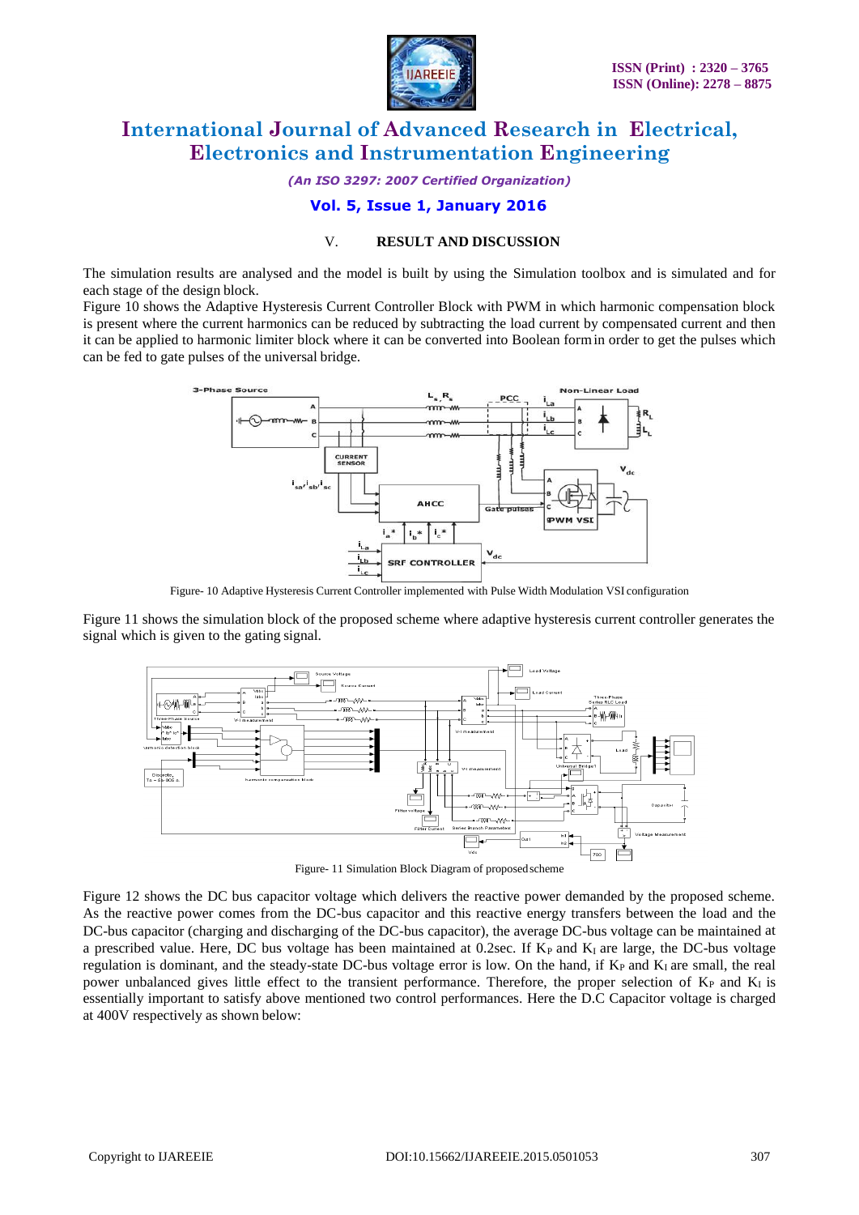## V. RESULT AND DISCUSSION

The simulation results are analysed and the model is built by using the Simulation toolbox and is simulated and for each stage of the design block.

Figure 10 shows the Adaptive Hysteresis Current Controller Block with PWM in which harmonic compensation block is present where the current harmonics can be reduced by subtracting the load current by compensated current and then it can be applied to harmonic limiter block where it can be converted into Boolean form in order to get the pulses which can be fed to gate pulses of the universal bridge.

Figure- 10 Adaptive Hysteresis Current Controller implemented with Pulse Width Modulation VSI configuration

Figure 11 shows the simulation block of the proposed scheme where adaptive hysteresis current controller generates the signal which is given to the gating signal.

Figure- 11 Simulation Block Diagram of proposed scheme

Figure 12 shows the DC bus capacitor voltage which delivers the reactive power demanded by the proposed scheme. As the reactive power comes from the DC-bus capacitor and this reactive energy transfers between the load and the DC-bus capacitor (charging and discharging of the DC-bus capacitor), the average DC-bus voltage can be maintained at a prescribed value. Here, DC bus voltage has been maintained at 0.2sec. If $K_P$ and $K_I$ are large, the DC-bus voltage regulation is dominant, and the steady-state DC-bus voltage error is low. On the hand, if $K_P$ and $K_I$ are small, the real power unbalanced gives little effect to the transient performance. Therefore, the proper selection of $K_P$ and $K_I$ is essentially important to satisfy above mentioned two control performances. Here the D.C Capacitor voltage is charged at 400V respectively as shown below: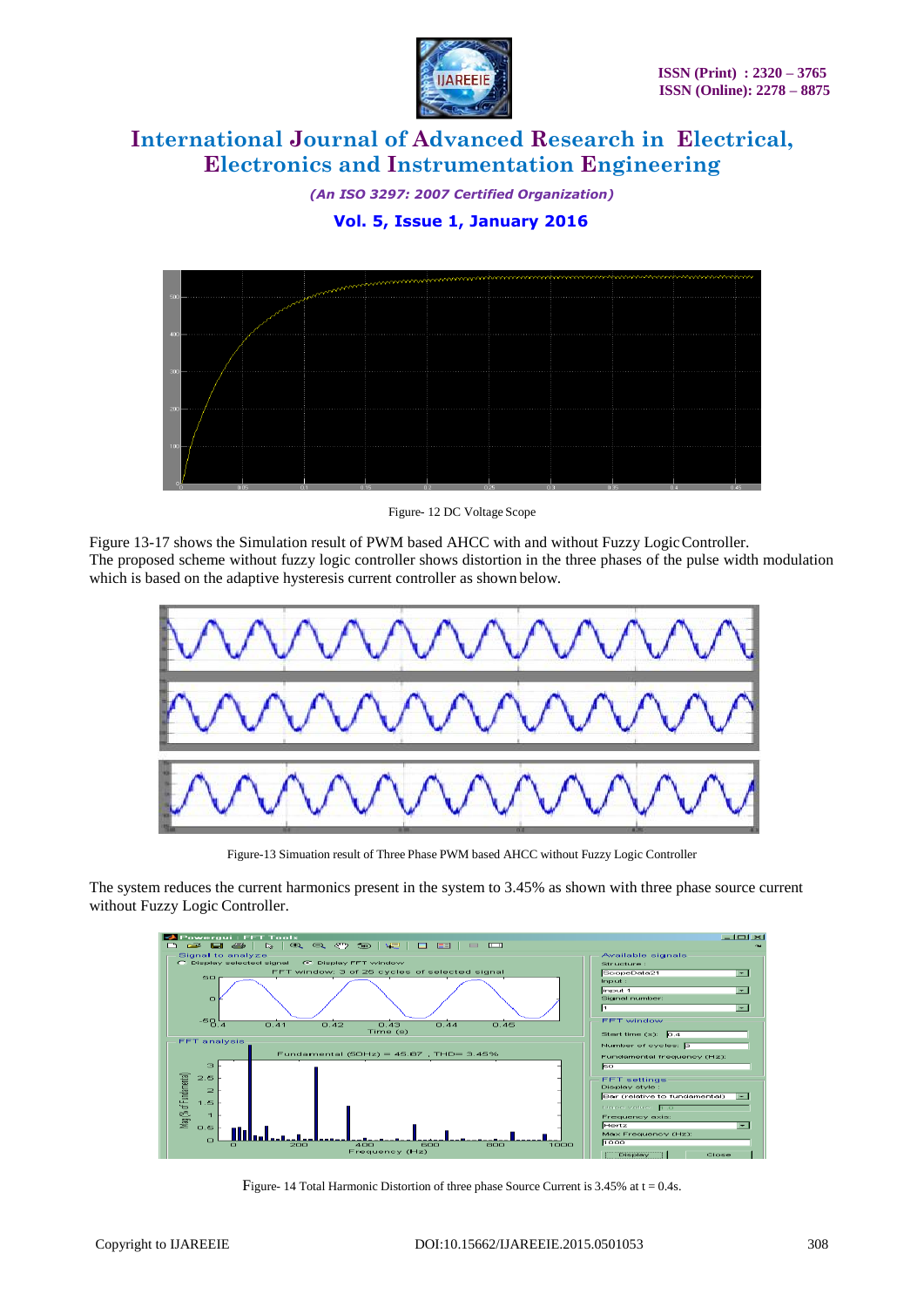Figure- 12 DC Voltage Scope

Figure 13-17 shows the Simulation result of PWM based AHCC with and without Fuzzy Logic Controller. The proposed scheme without fuzzy logic controller shows distortion in the three phases of the pulse width modulation which is based on the adaptive hysteresis current controller as shown below.

Figure-13 Simuation result of Three Phase PWM based AHCC without Fuzzy Logic Controller

The system reduces the current harmonics present in the system to 3.45% as shown with three phase source current without Fuzzy Logic Controller.

Figure- 14 Total Harmonic Distortion of three phase Source Current is 3.45% at t = 0.4s.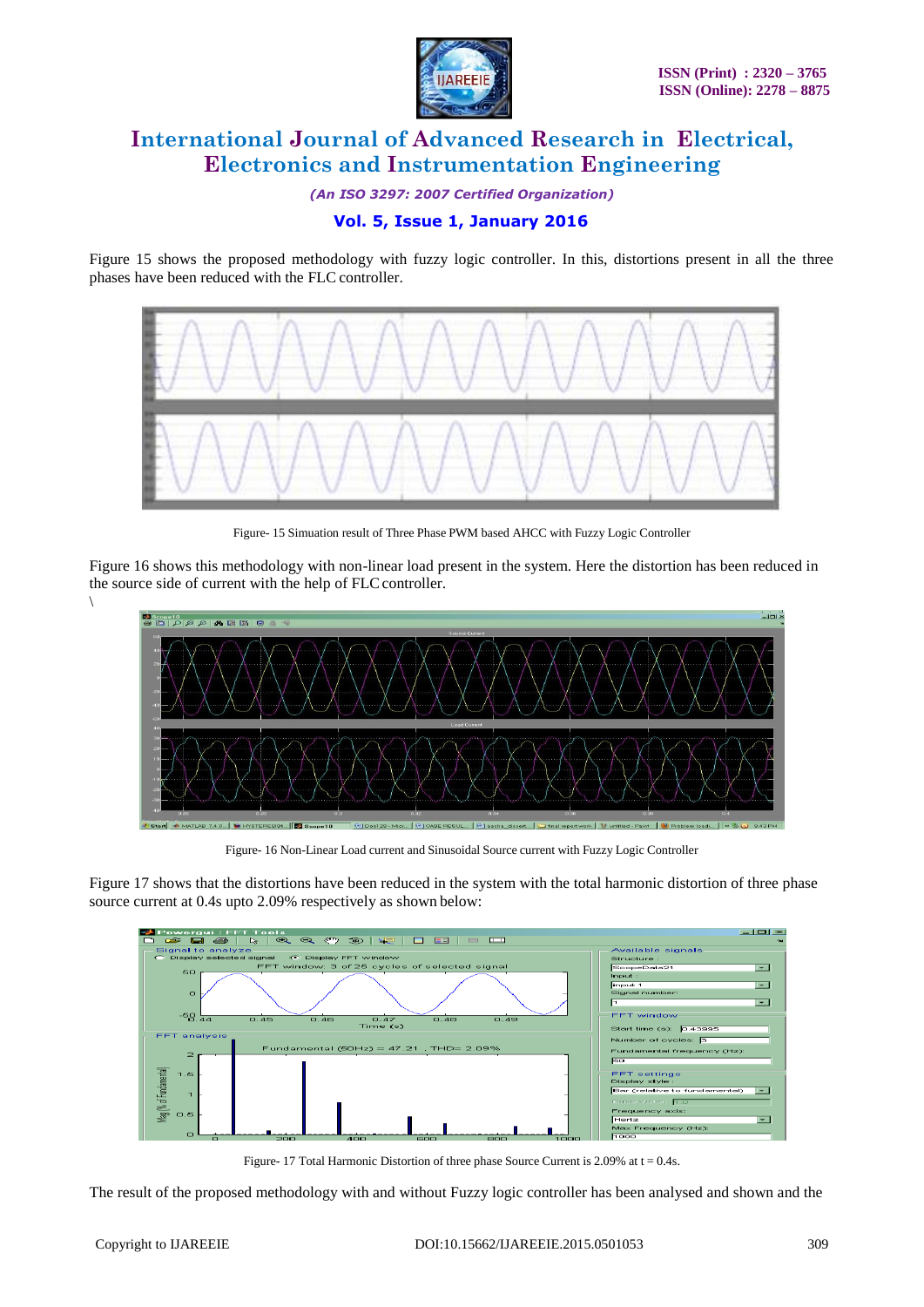Figure 15 shows the proposed methodology with fuzzy logic controller. In this, distortions present in all the three phases have been reduced with the FLC controller.

Figure- 15 Simuation result of Three Phase PWM based AHCC with Fuzzy Logic Controller

Figure 16 shows this methodology with non-linear load present in the system. Here the distortion has been reduced in the source side of current with the help of FLC controller.

\

Figure- 16 Non-Linear Load current and Sinusoidal Source current with Fuzzy Logic Controller

Figure 17 shows that the distortions have been reduced in the system with the total harmonic distortion of three phase source current at 0.4s upto 2.09% respectively as shown below:

Figure- 17 Total Harmonic Distortion of three phase Source Current is 2.09% at t = 0.4s.

The result of the proposed methodology with and without Fuzzy logic controller has been analysed and shown and the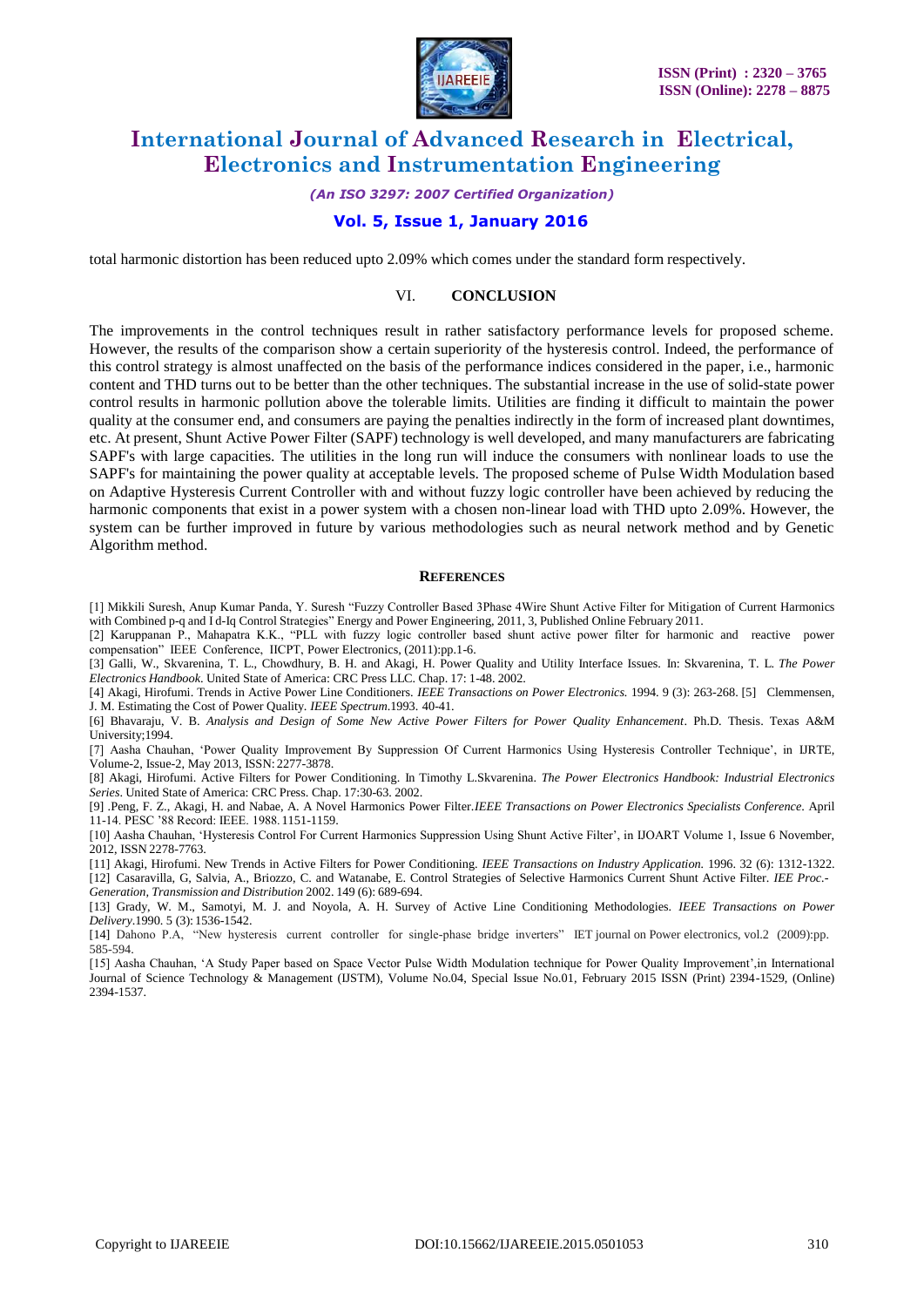total harmonic distortion has been reduced upto 2.09% which comes under the standard form respectively.

## VI. CONCLUSION

The improvements in the control techniques result in rather satisfactory performance levels for proposed scheme. However, the results of the comparison show a certain superiority of the hysteresis control. Indeed, the performance of this control strategy is almost unaffected on the basis of the performance indices considered in the paper, i.e., harmonic content and THD turns out to be better than the other techniques. The substantial increase in the use of solid-state power control results in harmonic pollution above the tolerable limits. Utilities are finding it difficult to maintain the power quality at the consumer end, and consumers are paying the penalties indirectly in the form of increased plant downtimes, etc. At present, Shunt Active Power Filter (SAPF) technology is well developed, and many manufacturers are fabricating SAPF's with large capacities. The utilities in the long run will induce the consumers with nonlinear loads to use the SAPF's for maintaining the power quality at acceptable levels. The proposed scheme of Pulse Width Modulation based on Adaptive Hysteresis Current Controller with and without fuzzy logic controller have been achieved by reducing the harmonic components that exist in a power system with a chosen non-linear load with THD upto 2.09%. However, the system can be further improved in future by various methodologies such as neural network method and by Genetic Algorithm method.

## REFERENCES

[1] Mikkili Suresh, Anup Kumar Panda, Y. Suresh "Fuzzy Controller Based 3Phase 4Wire Shunt Active Filter for Mitigation of Current Harmonics with Combined p-q and I d-Iq Control Strategies" Energy and Power Engineering, 2011, 3, Published Online February 2011.

[2] Karuppanan P., Mahapatra K.K., "PLL with fuzzy logic controller based shunt active power filter for harmonic and reactive power compensation" IEEE Conference, IICPT, Power Electronics, (2011):pp.1-6.

[3] Galli, W., Skvarenina, T. L., Chowdhury, B. H. and Akagi, H. Power Quality and Utility Interface Issues. In: Skvarenina, T. L. *The Power Electronics Handbook*. United State of America: CRC Press LLC. Chap. 17: 1-48. 2002.

[4] Akagi, Hirofumi. Trends in Active Power Line Conditioners. *IEEE Transactions on Power Electronics.* 1994. 9 (3): 263-268. [5] Clemmensen, J. M. Estimating the Cost of Power Quality. *IEEE Spectrum*.1993. 40-41.

[6] Bhavaraju, V. B. *Analysis and Design of Some New Active Power Filters for Power Quality Enhancement*. Ph.D. Thesis. Texas A&M University;1994.

[7] Aasha Chauhan, 'Power Quality Improvement By Suppression Of Current Harmonics Using Hysteresis Controller Technique', in IJRTE, Volume-2, Issue-2, May 2013, ISSN: 2277-3878.

[8] Akagi, Hirofumi. Active Filters for Power Conditioning. In Timothy L.Skvarenina. *The Power Electronics Handbook: Industrial Electronics Series*. United State of America: CRC Press. Chap. 17:30-63. 2002.

[9] .Peng, F. Z., Akagi, H. and Nabae, A. A Novel Harmonics Power Filter.*IEEE Transactions on Power Electronics Specialists Conference.* April 11-14. PESC '88 Record: IEEE. 1988. 1151-1159.

[10] Aasha Chauhan, 'Hysteresis Control For Current Harmonics Suppression Using Shunt Active Filter', in IJOART Volume 1, Issue 6 November, 2012, ISSN 2278-7763.

[11] Akagi, Hirofumi. New Trends in Active Filters for Power Conditioning. *IEEE Transactions on Industry Application.* 1996. 32 (6): 1312-1322.

[12] Casaravilla, G, Salvia, A., Briozzo, C. and Watanabe, E. Control Strategies of Selective Harmonics Current Shunt Active Filter. *IEE Proc.-Generation, Transmission and Distribution* 2002. 149 (6): 689-694.

[13] Grady, W. M., Samotyi, M. J. and Noyola, A. H. Survey of Active Line Conditioning Methodologies. *IEEE Transactions on Power Delivery*.1990. 5 (3): 1536-1542.

[14] Dahono P.A, "New hysteresis current controller for single-phase bridge inverters" IET journal on Power electronics, vol.2 (2009):pp. 585-594.

[15] Aasha Chauhan, 'A Study Paper based on Space Vector Pulse Width Modulation technique for Power Quality Improvement',in International Journal of Science Technology & Management (IJSTM), Volume No.04, Special Issue No.01, February 2015 ISSN (Print) 2394-1529, (Online) 2394-1537.